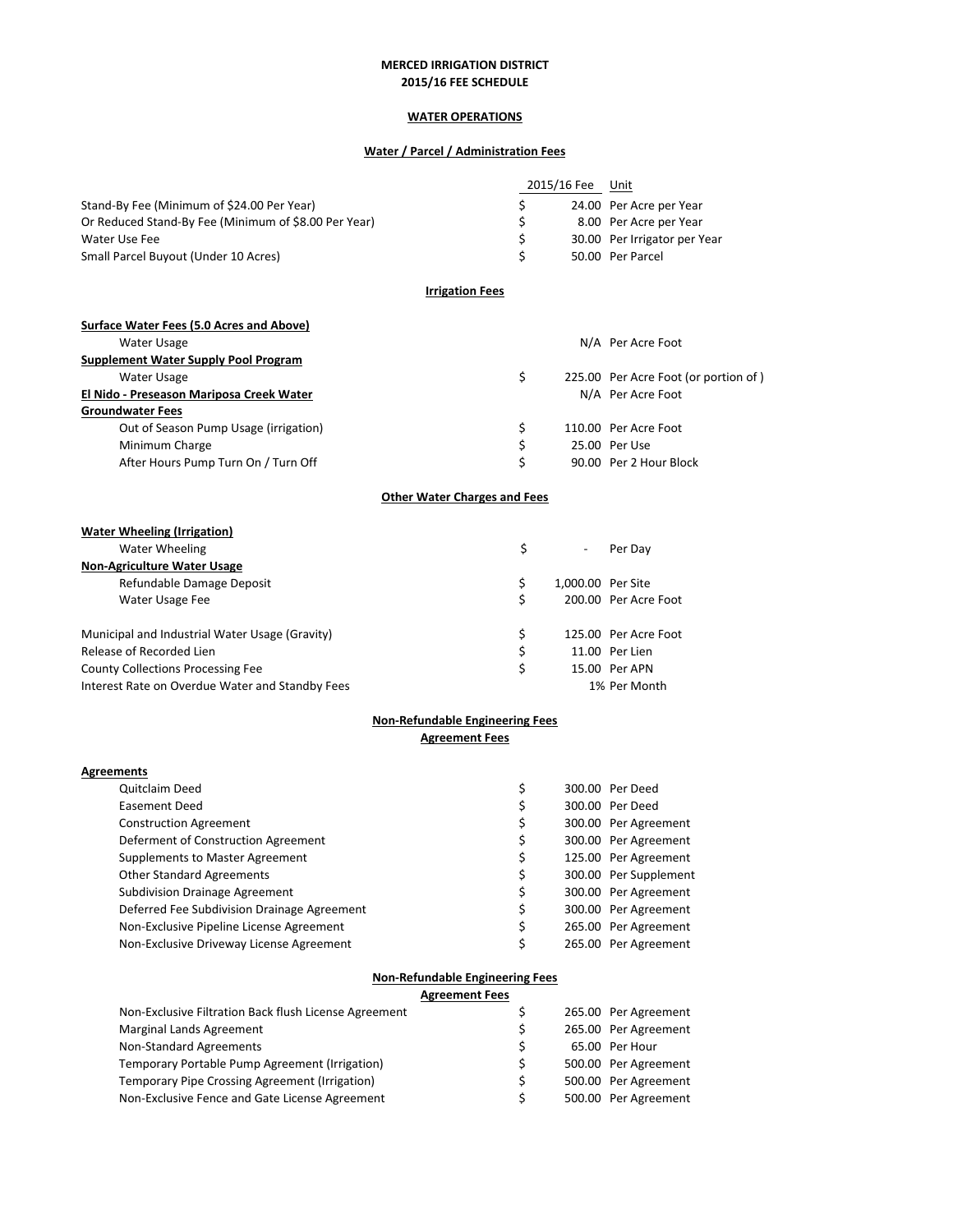**MERCED IRRIGATION DISTRICT**
**2015/16 FEE SCHEDULE**

## WATER OPERATIONS

### Water / Parcel / Administration Fees

| | 2015/16 Fee | Unit |
|---|---|---|
| Stand-By Fee (Minimum of $24.00 Per Year) | $ 24.00 | Per Acre per Year |
| Or Reduced Stand-By Fee (Minimum of $8.00 Per Year) | $ 8.00 | Per Acre per Year |
| Water Use Fee | $ 30.00 | Per Irrigator per Year |
| Small Parcel Buyout (Under 10 Acres) | $ 50.00 | Per Parcel |

### Irrigation Fees

| | 2015/16 Fee | Unit |
|---|---|---|
| **Surface Water Fees (5.0 Acres and Above)** | | |
| Water Usage | N/A | Per Acre Foot |
| **Supplement Water Supply Pool Program** | | |
| Water Usage | $ 225.00 | Per Acre Foot (or portion of ) |
| **El Nido - Preseason Mariposa Creek Water** | N/A | Per Acre Foot |
| **Groundwater Fees** | | |
| Out of Season Pump Usage (irrigation) | $ 110.00 | Per Acre Foot |
| Minimum Charge | $ 25.00 | Per Use |
| After Hours Pump Turn On / Turn Off | $ 90.00 | Per 2 Hour Block |

### Other Water Charges and Fees

| | 2015/16 Fee | Unit |
|---|---|---|
| **Water Wheeling (Irrigation)** | | |
| Water Wheeling | $ - | Per Day |
| **Non-Agriculture Water Usage** | | |
| Refundable Damage Deposit | $ 1,000.00 | Per Site |
| Water Usage Fee | $ 200.00 | Per Acre Foot |
| Municipal and Industrial Water Usage (Gravity) | $ 125.00 | Per Acre Foot |
| Release of Recorded Lien | $ 11.00 | Per Lien |
| County Collections Processing Fee | $ 15.00 | Per APN |
| Interest Rate on Overdue Water and Standby Fees | 1% | Per Month |

### Non-Refundable Engineering Fees

#### Agreement Fees

| | 2015/16 Fee | Unit |
|---|---|---|
| **Agreements** | | |
| Quitclaim Deed | $ 300.00 | Per Deed |
| Easement Deed | $ 300.00 | Per Deed |
| Construction Agreement | $ 300.00 | Per Agreement |
| Deferment of Construction Agreement | $ 300.00 | Per Agreement |
| Supplements to Master Agreement | $ 125.00 | Per Agreement |
| Other Standard Agreements | $ 300.00 | Per Supplement |
| Subdivision Drainage Agreement | $ 300.00 | Per Agreement |
| Deferred Fee Subdivision Drainage Agreement | $ 300.00 | Per Agreement |
| Non-Exclusive Pipeline License Agreement | $ 265.00 | Per Agreement |
| Non-Exclusive Driveway License Agreement | $ 265.00 | Per Agreement |

### Non-Refundable Engineering Fees

#### Agreement Fees

| | 2015/16 Fee | Unit |
|---|---|---|
| Non-Exclusive Filtration Back flush License Agreement | $ 265.00 | Per Agreement |
| Marginal Lands Agreement | $ 265.00 | Per Agreement |
| Non-Standard Agreements | $ 65.00 | Per Hour |
| Temporary Portable Pump Agreement (Irrigation) | $ 500.00 | Per Agreement |
| Temporary Pipe Crossing Agreement (Irrigation) | $ 500.00 | Per Agreement |
| Non-Exclusive Fence and Gate License Agreement | $ 500.00 | Per Agreement |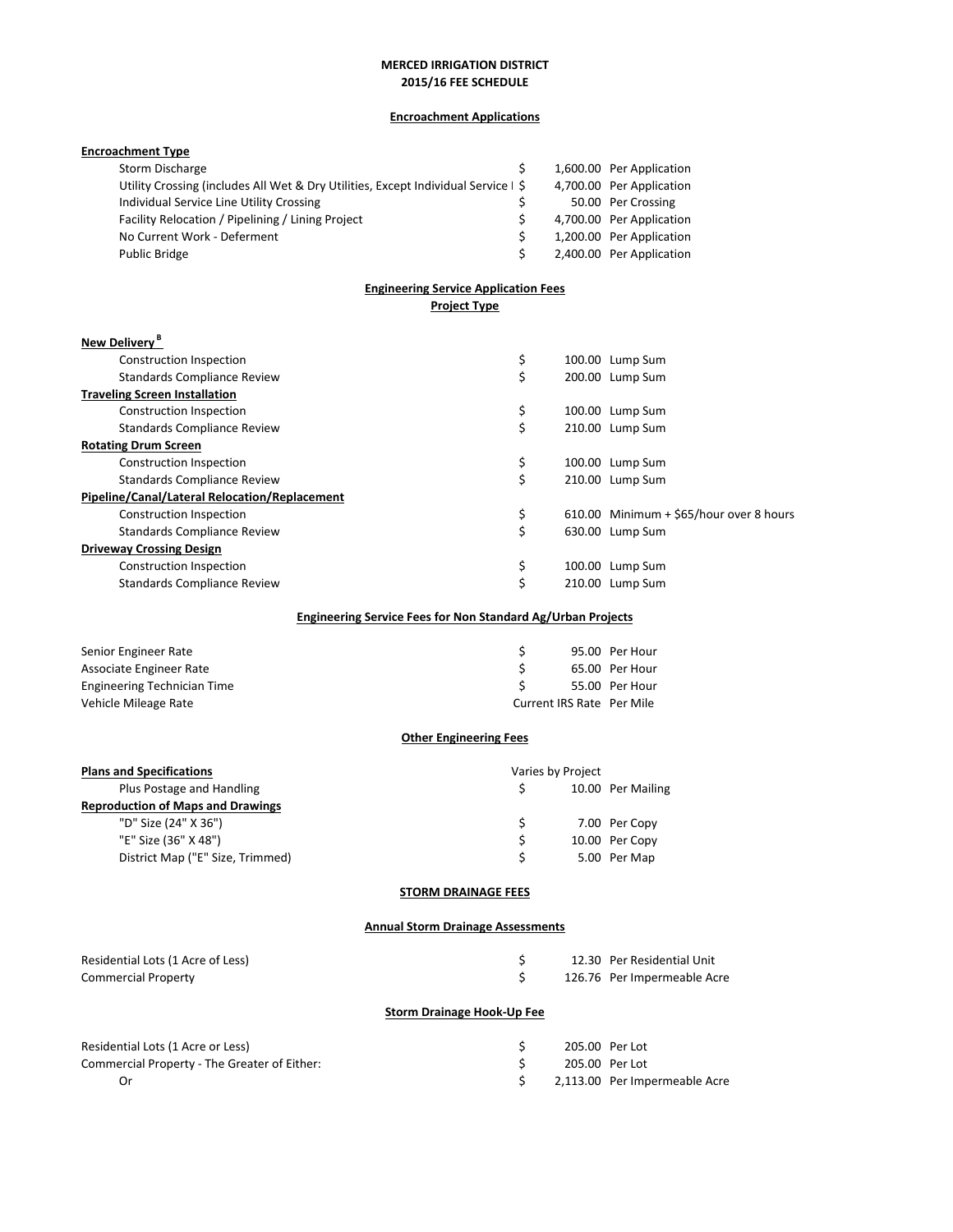**MERCED IRRIGATION DISTRICT**
**2015/16 FEE SCHEDULE**

**Encroachment Applications**

| **Encroachment Type** | | |
|---|---|---|
| Storm Discharge | $ 1,600.00 | Per Application |
| Utility Crossing (includes All Wet & Dry Utilities, Except Individual Service I | $ 4,700.00 | Per Application |
| Individual Service Line Utility Crossing | $ 50.00 | Per Crossing |
| Facility Relocation / Pipelining / Lining Project | $ 4,700.00 | Per Application |
| No Current Work - Deferment | $ 1,200.00 | Per Application |
| Public Bridge | $ 2,400.00 | Per Application |

**Engineering Service Application Fees**
**Project Type**

| | | |
|---|---|---|
| **New Delivery [B]** | | |
| Construction Inspection | $ 100.00 | Lump Sum |
| Standards Compliance Review | $ 200.00 | Lump Sum |
| **Traveling Screen Installation** | | |
| Construction Inspection | $ 100.00 | Lump Sum |
| Standards Compliance Review | $ 210.00 | Lump Sum |
| **Rotating Drum Screen** | | |
| Construction Inspection | $ 100.00 | Lump Sum |
| Standards Compliance Review | $ 210.00 | Lump Sum |
| **Pipeline/Canal/Lateral Relocation/Replacement** | | |
| Construction Inspection | $ 610.00 | Minimum + $65/hour over 8 hours |
| Standards Compliance Review | $ 630.00 | Lump Sum |
| **Driveway Crossing Design** | | |
| Construction Inspection | $ 100.00 | Lump Sum |
| Standards Compliance Review | $ 210.00 | Lump Sum |

**Engineering Service Fees for Non Standard Ag/Urban Projects**

| | | |
|---|---|---|
| Senior Engineer Rate | $ 95.00 | Per Hour |
| Associate Engineer Rate | $ 65.00 | Per Hour |
| Engineering Technician Time | $ 55.00 | Per Hour |
| Vehicle Mileage Rate | Current IRS Rate | Per Mile |

**Other Engineering Fees**

| | | |
|---|---|---|
| **Plans and Specifications** | Varies by Project | |
| Plus Postage and Handling | $ 10.00 | Per Mailing |
| **Reproduction of Maps and Drawings** | | |
| "D" Size (24" X 36") | $ 7.00 | Per Copy |
| "E" Size (36" X 48") | $ 10.00 | Per Copy |
| District Map ("E" Size, Trimmed) | $ 5.00 | Per Map |

**STORM DRAINAGE FEES**

**Annual Storm Drainage Assessments**

| | | |
|---|---|---|
| Residential Lots (1 Acre of Less) | $ 12.30 | Per Residential Unit |
| Commercial Property | $ 126.76 | Per Impermeable Acre |

**Storm Drainage Hook-Up Fee**

| | | |
|---|---|---|
| Residential Lots (1 Acre or Less) | $ 205.00 | Per Lot |
| Commercial Property - The Greater of Either: | $ 205.00 | Per Lot |
| Or | $ 2,113.00 | Per Impermeable Acre |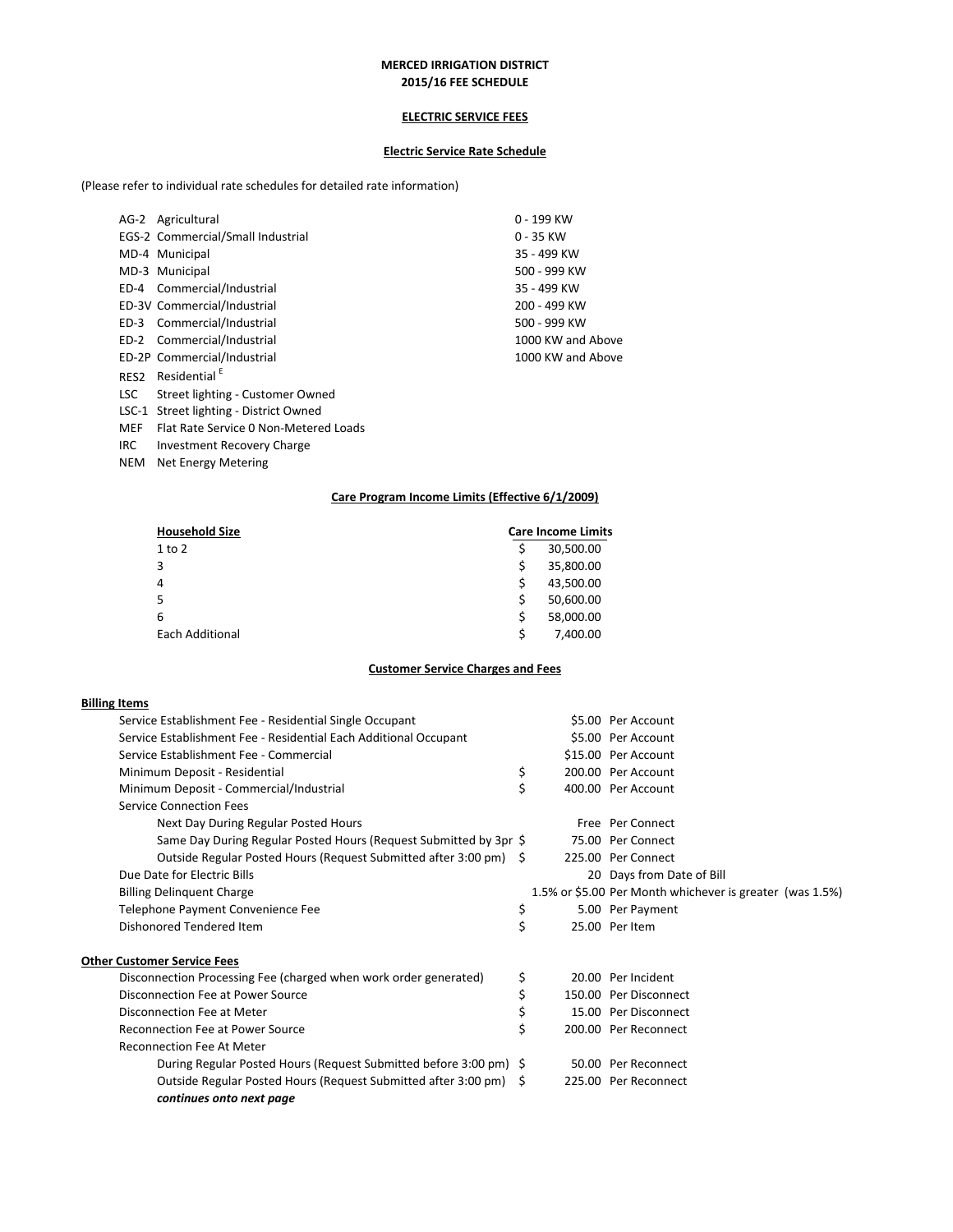**MERCED IRRIGATION DISTRICT**
**2015/16 FEE SCHEDULE**

## ELECTRIC SERVICE FEES

### Electric Service Rate Schedule

(Please refer to individual rate schedules for detailed rate information)

| Code | Description | Range |
|---|---|---|
| AG-2 | Agricultural | 0 - 199 KW |
| EGS-2 | Commercial/Small Industrial | 0 - 35 KW |
| MD-4 | Municipal | 35 - 499 KW |
| MD-3 | Municipal | 500 - 999 KW |
| ED-4 | Commercial/Industrial | 35 - 499 KW |
| ED-3V | Commercial/Industrial | 200 - 499 KW |
| ED-3 | Commercial/Industrial | 500 - 999 KW |
| ED-2 | Commercial/Industrial | 1000 KW and Above |
| ED-2P | Commercial/Industrial | 1000 KW and Above |
| RES2 | Residential [E] | |
| LSC | Street lighting - Customer Owned | |
| LSC-1 | Street lighting - District Owned | |
| MEF | Flat Rate Service 0 Non-Metered Loads | |
| IRC | Investment Recovery Charge | |
| NEM | Net Energy Metering | |

### Care Program Income Limits (Effective 6/1/2009)

| Household Size | Care Income Limits |
|---|---|
| 1 to 2 | $ 30,500.00 |
| 3 | $ 35,800.00 |
| 4 | $ 43,500.00 |
| 5 | $ 50,600.00 |
| 6 | $ 58,000.00 |
| Each Additional | $ 7,400.00 |

### Customer Service Charges and Fees

**Billing Items**

| Item | Amount | Unit |
|---|---|---|
| Service Establishment Fee - Residential Single Occupant | $5.00 | Per Account |
| Service Establishment Fee - Residential Each Additional Occupant | $5.00 | Per Account |
| Service Establishment Fee - Commercial | $15.00 | Per Account |
| Minimum Deposit - Residential | $ 200.00 | Per Account |
| Minimum Deposit - Commercial/Industrial | $ 400.00 | Per Account |
| Service Connection Fees | | |
| Next Day During Regular Posted Hours | Free | Per Connect |
| Same Day During Regular Posted Hours (Request Submitted by 3pr | $ 75.00 | Per Connect |
| Outside Regular Posted Hours (Request Submitted after 3:00 pm) | $ 225.00 | Per Connect |
| Due Date for Electric Bills | 20 | Days from Date of Bill |
| Billing Delinquent Charge | 1.5% or $5.00 | Per Month whichever is greater (was 1.5%) |
| Telephone Payment Convenience Fee | $ 5.00 | Per Payment |
| Dishonored Tendered Item | $ 25.00 | Per Item |

**Other Customer Service Fees**

| Item | Amount | Unit |
|---|---|---|
| Disconnection Processing Fee (charged when work order generated) | $ 20.00 | Per Incident |
| Disconnection Fee at Power Source | $ 150.00 | Per Disconnect |
| Disconnection Fee at Meter | $ 15.00 | Per Disconnect |
| Reconnection Fee at Power Source | $ 200.00 | Per Reconnect |
| Reconnection Fee At Meter | | |
| During Regular Posted Hours (Request Submitted before 3:00 pm) | $ 50.00 | Per Reconnect |
| Outside Regular Posted Hours (Request Submitted after 3:00 pm) | $ 225.00 | Per Reconnect |

***continues onto next page***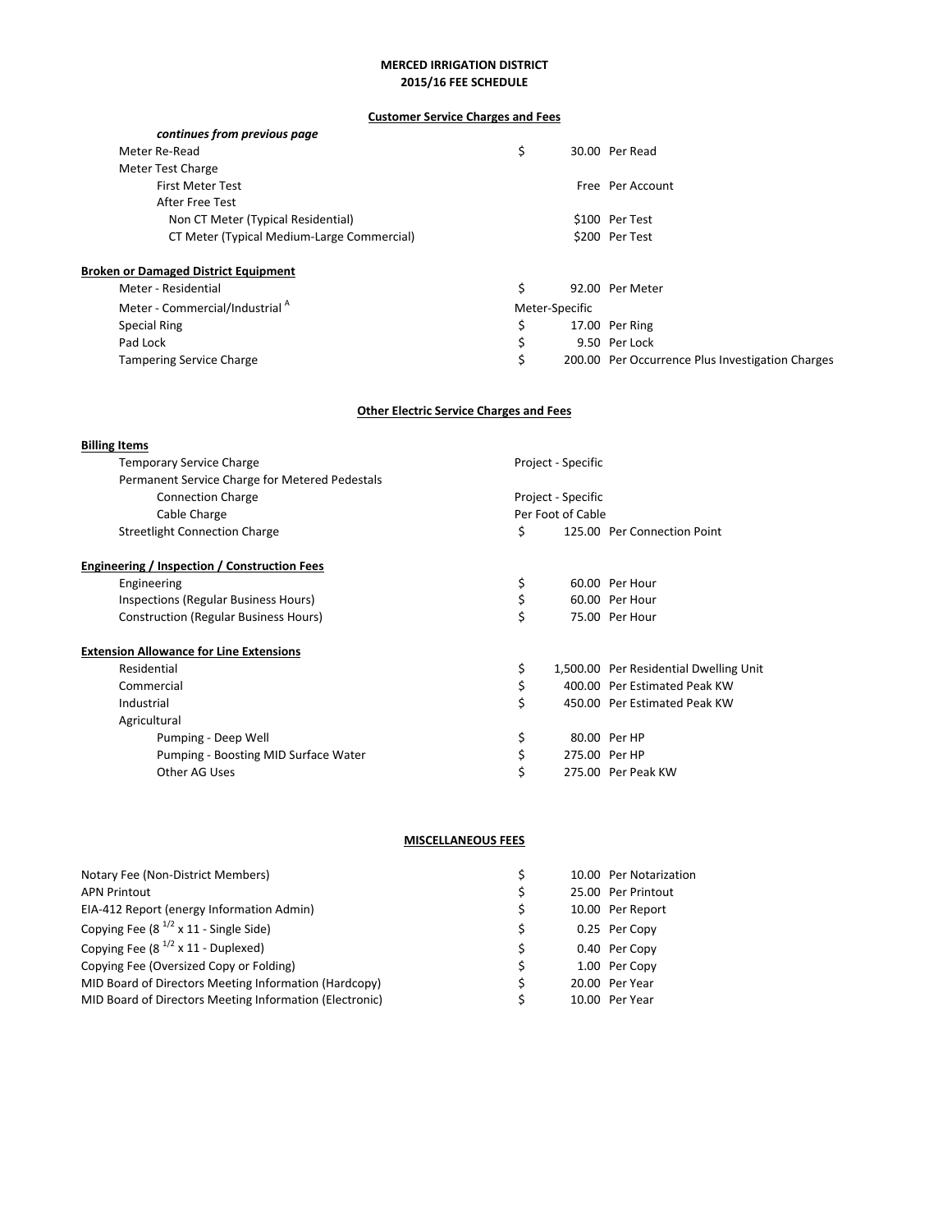**MERCED IRRIGATION DISTRICT**
**2015/16 FEE SCHEDULE**

**Customer Service Charges and Fees**

| Item | | Amount | Unit |
|---|---|---|---|
| ***continues from previous page*** | | | |
| Meter Re-Read | $ | 30.00 | Per Read |
| Meter Test Charge | | | |
| First Meter Test | | Free | Per Account |
| After Free Test | | | |
| Non CT Meter (Typical Residential) | | $100 | Per Test |
| CT Meter (Typical Medium-Large Commercial) | | $200 | Per Test |
| **Broken or Damaged District Equipment** | | | |
| Meter - Residential | $ | 92.00 | Per Meter |
| Meter - Commercial/Industrial [A] | Meter-Specific | | |
| Special Ring | $ | 17.00 | Per Ring |
| Pad Lock | $ | 9.50 | Per Lock |
| Tampering Service Charge | $ | 200.00 | Per Occurrence Plus Investigation Charges |

**Other Electric Service Charges and Fees**

| Item | | Amount | Unit |
|---|---|---|---|
| **Billing Items** | | | |
| Temporary Service Charge | Project - Specific | | |
| Permanent Service Charge for Metered Pedestals | | | |
| Connection Charge | Project - Specific | | |
| Cable Charge | Per Foot of Cable | | |
| Streetlight Connection Charge | $ | 125.00 | Per Connection Point |
| **Engineering / Inspection / Construction Fees** | | | |
| Engineering | $ | 60.00 | Per Hour |
| Inspections (Regular Business Hours) | $ | 60.00 | Per Hour |
| Construction (Regular Business Hours) | $ | 75.00 | Per Hour |
| **Extension Allowance for Line Extensions** | | | |
| Residential | $ | 1,500.00 | Per Residential Dwelling Unit |
| Commercial | $ | 400.00 | Per Estimated Peak KW |
| Industrial | $ | 450.00 | Per Estimated Peak KW |
| Agricultural | | | |
| Pumping - Deep Well | $ | 80.00 | Per HP |
| Pumping - Boosting MID Surface Water | $ | 275.00 | Per HP |
| Other AG Uses | $ | 275.00 | Per Peak KW |

**MISCELLANEOUS FEES**

| Item | | Amount | Unit |
|---|---|---|---|
| Notary Fee (Non-District Members) | $ | 10.00 | Per Notarization |
| APN Printout | $ | 25.00 | Per Printout |
| EIA-412 Report (energy Information Admin) | $ | 10.00 | Per Report |
| Copying Fee (8 1/2 x 11 - Single Side) | $ | 0.25 | Per Copy |
| Copying Fee (8 1/2 x 11 - Duplexed) | $ | 0.40 | Per Copy |
| Copying Fee (Oversized Copy or Folding) | $ | 1.00 | Per Copy |
| MID Board of Directors Meeting Information (Hardcopy) | $ | 20.00 | Per Year |
| MID Board of Directors Meeting Information (Electronic) | $ | 10.00 | Per Year |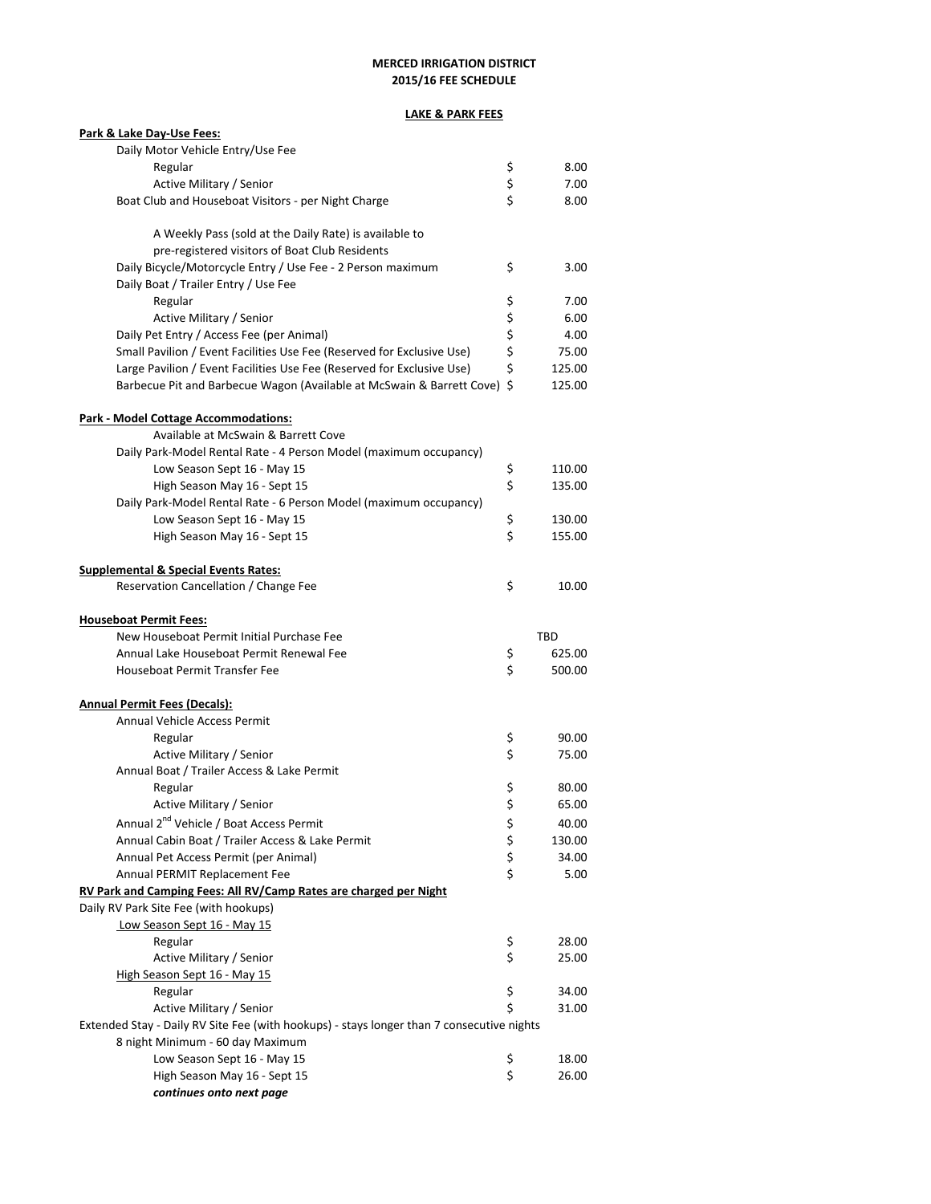**MERCED IRRIGATION DISTRICT**
**2015/16 FEE SCHEDULE**

**LAKE & PARK FEES**

| Item | Fee |
|---|---|
| **Park & Lake Day-Use Fees:** | |
| Daily Motor Vehicle Entry/Use Fee | |
| Regular | $ 8.00 |
| Active Military / Senior | $ 7.00 |
| Boat Club and Houseboat Visitors - per Night Charge | $ 8.00 |
| A Weekly Pass (sold at the Daily Rate) is available to pre-registered visitors of Boat Club Residents | |
| Daily Bicycle/Motorcycle Entry / Use Fee - 2 Person maximum | $ 3.00 |
| Daily Boat / Trailer Entry / Use Fee | |
| Regular | $ 7.00 |
| Active Military / Senior | $ 6.00 |
| Daily Pet Entry / Access Fee (per Animal) | $ 4.00 |
| Small Pavilion / Event Facilities Use Fee (Reserved for Exclusive Use) | $ 75.00 |
| Large Pavilion / Event Facilities Use Fee (Reserved for Exclusive Use) | $ 125.00 |
| Barbecue Pit and Barbecue Wagon (Available at McSwain & Barrett Cove) | $ 125.00 |
| **Park - Model Cottage Accommodations:** | |
| Available at McSwain & Barrett Cove | |
| Daily Park-Model Rental Rate - 4 Person Model (maximum occupancy) | |
| Low Season Sept 16 - May 15 | $ 110.00 |
| High Season May 16 - Sept 15 | $ 135.00 |
| Daily Park-Model Rental Rate - 6 Person Model (maximum occupancy) | |
| Low Season Sept 16 - May 15 | $ 130.00 |
| High Season May 16 - Sept 15 | $ 155.00 |
| **Supplemental & Special Events Rates:** | |
| Reservation Cancellation / Change Fee | $ 10.00 |
| **Houseboat Permit Fees:** | |
| New Houseboat Permit Initial Purchase Fee | TBD |
| Annual Lake Houseboat Permit Renewal Fee | $ 625.00 |
| Houseboat Permit Transfer Fee | $ 500.00 |
| **Annual Permit Fees (Decals):** | |
| Annual Vehicle Access Permit | |
| Regular | $ 90.00 |
| Active Military / Senior | $ 75.00 |
| Annual Boat / Trailer Access & Lake Permit | |
| Regular | $ 80.00 |
| Active Military / Senior | $ 65.00 |
| Annual 2nd Vehicle / Boat Access Permit | $ 40.00 |
| Annual Cabin Boat / Trailer Access & Lake Permit | $ 130.00 |
| Annual Pet Access Permit (per Animal) | $ 34.00 |
| Annual PERMIT Replacement Fee | $ 5.00 |
| **RV Park and Camping Fees: All RV/Camp Rates are charged per Night** | |
| Daily RV Park Site Fee (with hookups) | |
| Low Season Sept 16 - May 15 | |
| Regular | $ 28.00 |
| Active Military / Senior | $ 25.00 |
| High Season Sept 16 - May 15 | |
| Regular | $ 34.00 |
| Active Military / Senior | $ 31.00 |
| Extended Stay - Daily RV Site Fee (with hookups) - stays longer than 7 consecutive nights | |
| 8 night Minimum - 60 day Maximum | |
| Low Season Sept 16 - May 15 | $ 18.00 |
| High Season May 16 - Sept 15 | $ 26.00 |

***continues onto next page***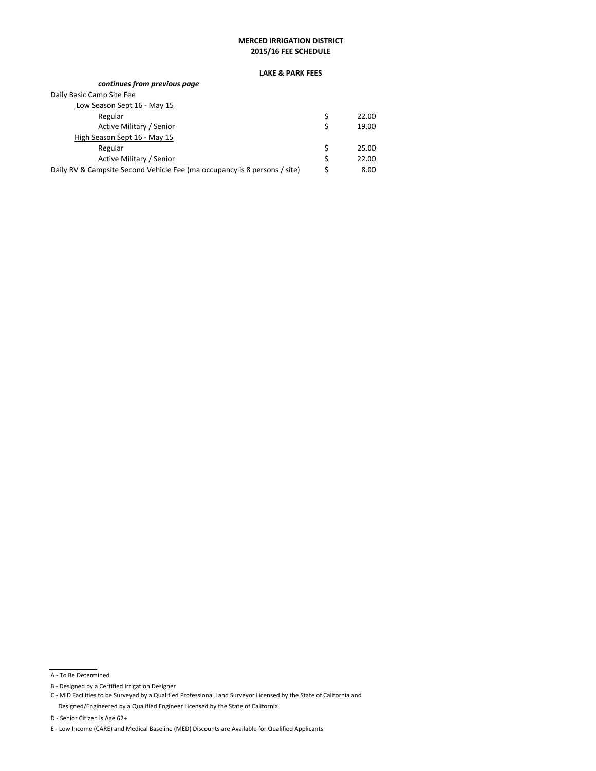**MERCED IRRIGATION DISTRICT**
**2015/16 FEE SCHEDULE**

**LAKE & PARK FEES**

***continues from previous page***

| | | |
|---|---|---|
| Daily Basic Camp Site Fee | | |
| Low Season Sept 16 - May 15 | | |
| Regular | $ | 22.00 |
| Active Military / Senior | $ | 19.00 |
| High Season Sept 16 - May 15 | | |
| Regular | $ | 25.00 |
| Active Military / Senior | $ | 22.00 |
| Daily RV & Campsite Second Vehicle Fee (ma occupancy is 8 persons / site) | $ | 8.00 |

A - To Be Determined

B - Designed by a Certified Irrigation Designer

C - MID Facilities to be Surveyed by a Qualified Professional Land Surveyor Licensed by the State of California and Designed/Engineered by a Qualified Engineer Licensed by the State of California

D - Senior Citizen is Age 62+

E - Low Income (CARE) and Medical Baseline (MED) Discounts are Available for Qualified Applicants